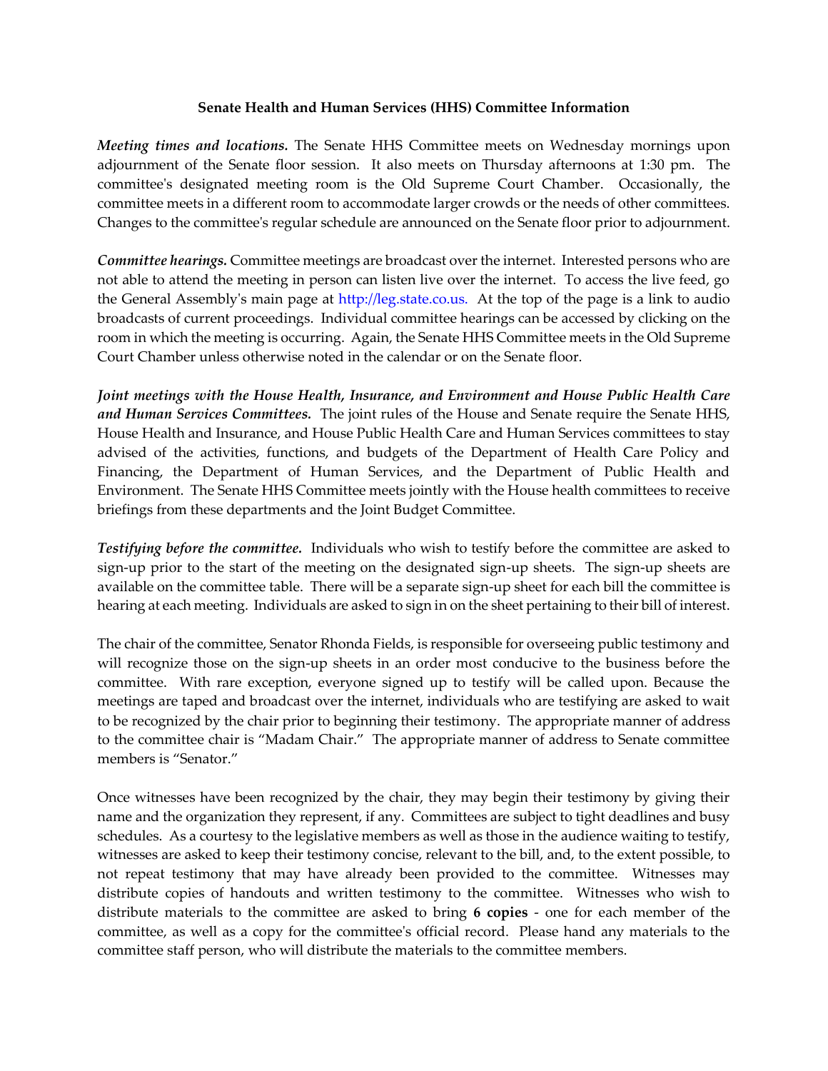**Senate Health and Human Services (HHS) Committee Information**

***Meeting times and locations.*** The Senate HHS Committee meets on Wednesday mornings upon adjournment of the Senate floor session. It also meets on Thursday afternoons at 1:30 pm. The committee's designated meeting room is the Old Supreme Court Chamber. Occasionally, the committee meets in a different room to accommodate larger crowds or the needs of other committees. Changes to the committee's regular schedule are announced on the Senate floor prior to adjournment.

***Committee hearings.*** Committee meetings are broadcast over the internet. Interested persons who are not able to attend the meeting in person can listen live over the internet. To access the live feed, go the General Assembly's main page at http://leg.state.co.us. At the top of the page is a link to audio broadcasts of current proceedings. Individual committee hearings can be accessed by clicking on the room in which the meeting is occurring. Again, the Senate HHS Committee meets in the Old Supreme Court Chamber unless otherwise noted in the calendar or on the Senate floor.

***Joint meetings with the House Health, Insurance, and Environment and House Public Health Care and Human Services Committees.*** The joint rules of the House and Senate require the Senate HHS, House Health and Insurance, and House Public Health Care and Human Services committees to stay advised of the activities, functions, and budgets of the Department of Health Care Policy and Financing, the Department of Human Services, and the Department of Public Health and Environment. The Senate HHS Committee meets jointly with the House health committees to receive briefings from these departments and the Joint Budget Committee.

***Testifying before the committee.*** Individuals who wish to testify before the committee are asked to sign-up prior to the start of the meeting on the designated sign-up sheets. The sign-up sheets are available on the committee table. There will be a separate sign-up sheet for each bill the committee is hearing at each meeting. Individuals are asked to sign in on the sheet pertaining to their bill of interest.

The chair of the committee, Senator Rhonda Fields, is responsible for overseeing public testimony and will recognize those on the sign-up sheets in an order most conducive to the business before the committee. With rare exception, everyone signed up to testify will be called upon. Because the meetings are taped and broadcast over the internet, individuals who are testifying are asked to wait to be recognized by the chair prior to beginning their testimony. The appropriate manner of address to the committee chair is "Madam Chair." The appropriate manner of address to Senate committee members is "Senator."

Once witnesses have been recognized by the chair, they may begin their testimony by giving their name and the organization they represent, if any. Committees are subject to tight deadlines and busy schedules. As a courtesy to the legislative members as well as those in the audience waiting to testify, witnesses are asked to keep their testimony concise, relevant to the bill, and, to the extent possible, to not repeat testimony that may have already been provided to the committee. Witnesses may distribute copies of handouts and written testimony to the committee. Witnesses who wish to distribute materials to the committee are asked to bring **6 copies** - one for each member of the committee, as well as a copy for the committee's official record. Please hand any materials to the committee staff person, who will distribute the materials to the committee members.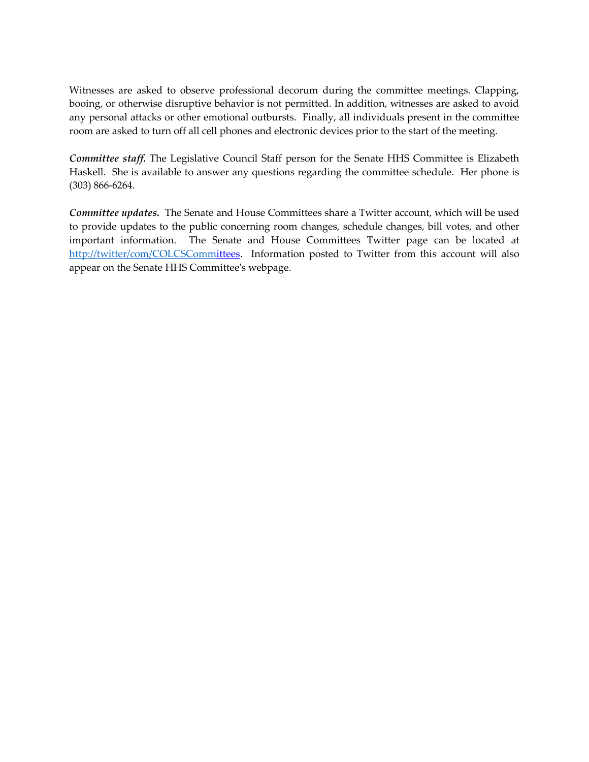Witnesses are asked to observe professional decorum during the committee meetings. Clapping, booing, or otherwise disruptive behavior is not permitted. In addition, witnesses are asked to avoid any personal attacks or other emotional outbursts. Finally, all individuals present in the committee room are asked to turn off all cell phones and electronic devices prior to the start of the meeting.

***Committee staff.*** The Legislative Council Staff person for the Senate HHS Committee is Elizabeth Haskell. She is available to answer any questions regarding the committee schedule. Her phone is (303) 866-6264.

***Committee updates.*** The Senate and House Committees share a Twitter account, which will be used to provide updates to the public concerning room changes, schedule changes, bill votes, and other important information. The Senate and House Committees Twitter page can be located at [http://twitter/com/COLCSCommittees](http://twitter/com/COLCSCommittees). Information posted to Twitter from this account will also appear on the Senate HHS Committee's webpage.